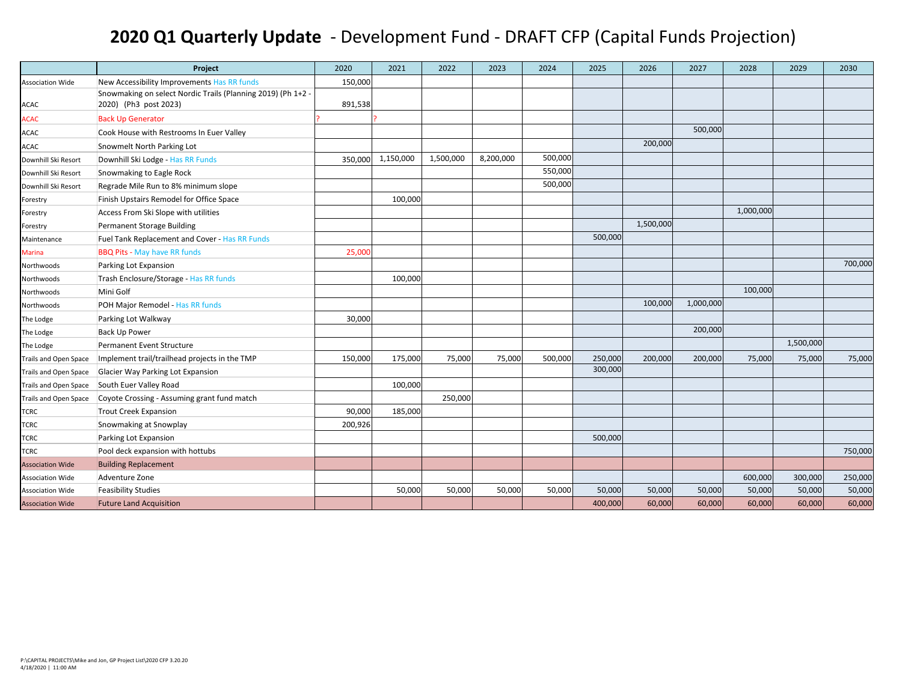# 2020 Q1 Quarterly Update - Development Fund - DRAFT CFP (Capital Funds Projection)

| | Project | 2020 | 2021 | 2022 | 2023 | 2024 | 2025 | 2026 | 2027 | 2028 | 2029 | 2030 |
|---|---|---|---|---|---|---|---|---|---|---|---|---|
| Association Wide | New Accessibility Improvements Has RR funds | 150,000 | | | | | | | | | | |
| ACAC | Snowmaking on select Nordic Trails (Planning 2019) (Ph 1+2 - 2020) (Ph3 post 2023) | 891,538 | | | | | | | | | | |
| ACAC | Back Up Generator | ? | ? | | | | | | | | | |
| ACAC | Cook House with Restrooms In Euer Valley | | | | | | | | 500,000 | | | |
| ACAC | Snowmelt North Parking Lot | | | | | | | 200,000 | | | | |
| Downhill Ski Resort | Downhill Ski Lodge - Has RR Funds | 350,000 | 1,150,000 | 1,500,000 | 8,200,000 | 500,000 | | | | | | |
| Downhill Ski Resort | Snowmaking to Eagle Rock | | | | | 550,000 | | | | | | |
| Downhill Ski Resort | Regrade Mile Run to 8% minimum slope | | | | | 500,000 | | | | | | |
| Forestry | Finish Upstairs Remodel for Office Space | | 100,000 | | | | | | | | | |
| Forestry | Access From Ski Slope with utilities | | | | | | | | | 1,000,000 | | |
| Forestry | Permanent Storage Building | | | | | | | 1,500,000 | | | | |
| Maintenance | Fuel Tank Replacement and Cover - Has RR Funds | | | | | | 500,000 | | | | | |
| Marina | BBQ Pits - May have RR funds | 25,000 | | | | | | | | | | |
| Northwoods | Parking Lot Expansion | | | | | | | | | | | 700,000 |
| Northwoods | Trash Enclosure/Storage - Has RR funds | | 100,000 | | | | | | | | | |
| Northwoods | Mini Golf | | | | | | | | | 100,000 | | |
| Northwoods | POH Major Remodel - Has RR funds | | | | | | | 100,000 | 1,000,000 | | | |
| The Lodge | Parking Lot Walkway | 30,000 | | | | | | | | | | |
| The Lodge | Back Up Power | | | | | | | | 200,000 | | | |
| The Lodge | Permanent Event Structure | | | | | | | | | | 1,500,000 | |
| Trails and Open Space | Implement trail/trailhead projects in the TMP | 150,000 | 175,000 | 75,000 | 75,000 | 500,000 | 250,000 | 200,000 | 200,000 | 75,000 | 75,000 | 75,000 |
| Trails and Open Space | Glacier Way Parking Lot Expansion | | | | | | 300,000 | | | | | |
| Trails and Open Space | South Euer Valley Road | | 100,000 | | | | | | | | | |
| Trails and Open Space | Coyote Crossing - Assuming grant fund match | | | 250,000 | | | | | | | | |
| TCRC | Trout Creek Expansion | 90,000 | 185,000 | | | | | | | | | |
| TCRC | Snowmaking at Snowplay | 200,926 | | | | | | | | | | |
| TCRC | Parking Lot Expansion | | | | | | 500,000 | | | | | |
| TCRC | Pool deck expansion with hottubs | | | | | | | | | | | 750,000 |
| Association Wide | Building Replacement | | | | | | | | | | | |
| Association Wide | Adventure Zone | | | | | | | | | 600,000 | 300,000 | 250,000 |
| Association Wide | Feasibility Studies | | 50,000 | 50,000 | 50,000 | 50,000 | 50,000 | 50,000 | 50,000 | 50,000 | 50,000 | 50,000 |
| Association Wide | Future Land Acquisition | | | | | | 400,000 | 60,000 | 60,000 | 60,000 | 60,000 | 60,000 |

P:\CAPITAL PROJECTS\Mike and Jon, GP Project List\2020 CFP 3.20.20
4/18/2020 | 11:00 AM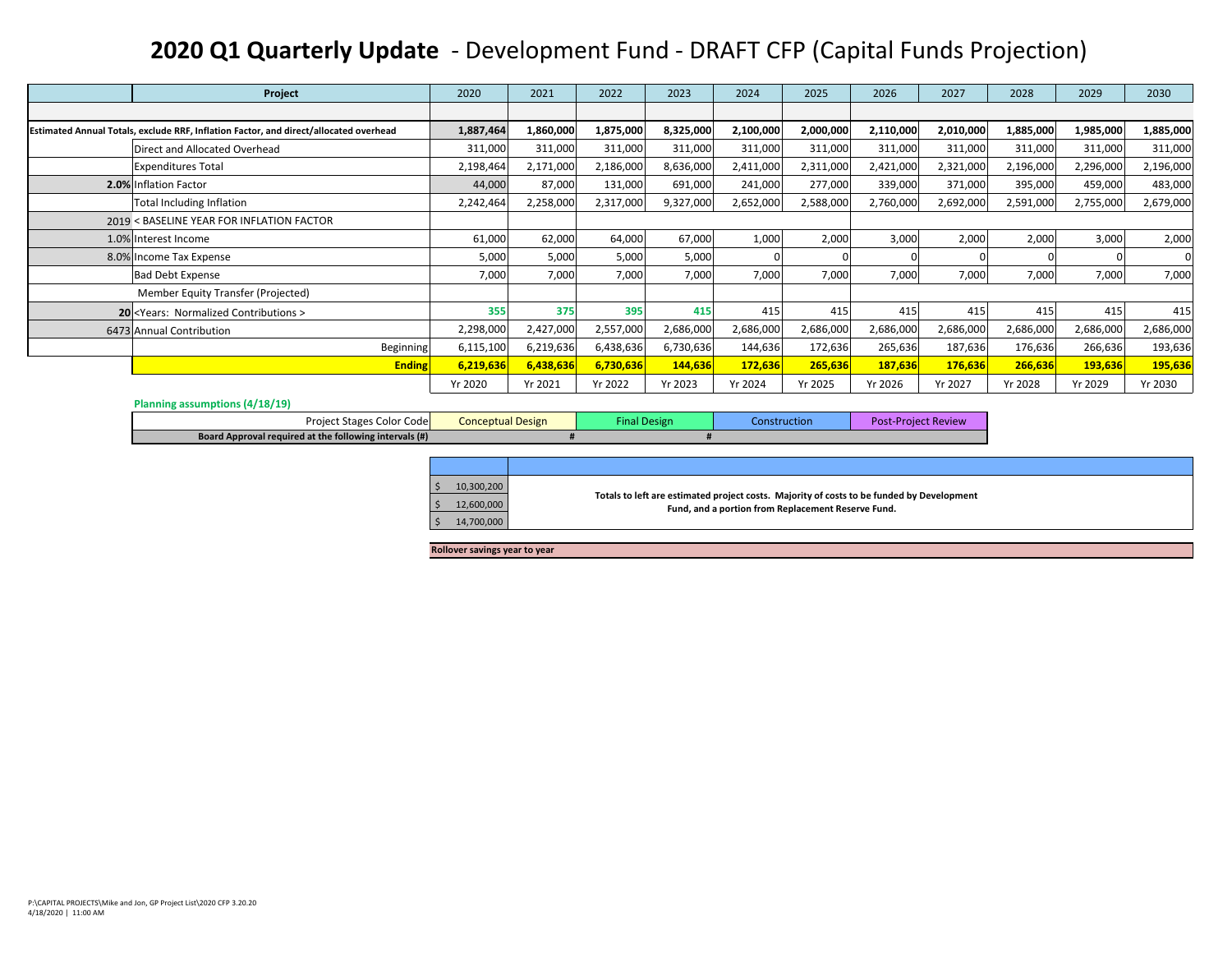# 2020 Q1 Quarterly Update - Development Fund - DRAFT CFP (Capital Funds Projection)

| | Project | 2020 | 2021 | 2022 | 2023 | 2024 | 2025 | 2026 | 2027 | 2028 | 2029 | 2030 |
|---|---|---|---|---|---|---|---|---|---|---|---|---|
| | | | | | | | | | | | | |
| **Estimated Annual Totals, exclude RRF, Inflation Factor, and direct/allocated overhead** | | **1,887,464** | **1,860,000** | **1,875,000** | **8,325,000** | **2,100,000** | **2,000,000** | **2,110,000** | **2,010,000** | **1,885,000** | **1,985,000** | **1,885,000** |
| | Direct and Allocated Overhead | 311,000 | 311,000 | 311,000 | 311,000 | 311,000 | 311,000 | 311,000 | 311,000 | 311,000 | 311,000 | 311,000 |
| | Expenditures Total | 2,198,464 | 2,171,000 | 2,186,000 | 8,636,000 | 2,411,000 | 2,311,000 | 2,421,000 | 2,321,000 | 2,196,000 | 2,296,000 | 2,196,000 |
| **2.0%** | Inflation Factor | 44,000 | 87,000 | 131,000 | 691,000 | 241,000 | 277,000 | 339,000 | 371,000 | 395,000 | 459,000 | 483,000 |
| | Total Including Inflation | 2,242,464 | 2,258,000 | 2,317,000 | 9,327,000 | 2,652,000 | 2,588,000 | 2,760,000 | 2,692,000 | 2,591,000 | 2,755,000 | 2,679,000 |
| 2019 | < BASELINE YEAR FOR INFLATION FACTOR | | | | | | | | | | | |
| 1.0% | Interest Income | 61,000 | 62,000 | 64,000 | 67,000 | 1,000 | 2,000 | 3,000 | 2,000 | 2,000 | 3,000 | 2,000 |
| 8.0% | Income Tax Expense | 5,000 | 5,000 | 5,000 | 5,000 | 0 | 0 | 0 | 0 | 0 | 0 | 0 |
| | Bad Debt Expense | 7,000 | 7,000 | 7,000 | 7,000 | 7,000 | 7,000 | 7,000 | 7,000 | 7,000 | 7,000 | 7,000 |
| | Member Equity Transfer (Projected) | | | | | | | | | | | |
| **20** | <Years: Normalized Contributions > | **355** | **375** | **395** | **415** | 415 | 415 | 415 | 415 | 415 | 415 | 415 |
| 6473 | Annual Contribution | 2,298,000 | 2,427,000 | 2,557,000 | 2,686,000 | 2,686,000 | 2,686,000 | 2,686,000 | 2,686,000 | 2,686,000 | 2,686,000 | 2,686,000 |
| | Beginning | 6,115,100 | 6,219,636 | 6,438,636 | 6,730,636 | 144,636 | 172,636 | 265,636 | 187,636 | 176,636 | 266,636 | 193,636 |
| | **Ending** | **6,219,636** | **6,438,636** | **6,730,636** | **144,636** | **172,636** | **265,636** | **187,636** | **176,636** | **266,636** | **193,636** | **195,636** |
| | | Yr 2020 | Yr 2021 | Yr 2022 | Yr 2023 | Yr 2024 | Yr 2025 | Yr 2026 | Yr 2027 | Yr 2028 | Yr 2029 | Yr 2030 |

**Planning assumptions (4/18/19)**

| Project Stages Color Code | Conceptual Design | Final Design | Construction | Post-Project Review |
|---|---|---|---|---|
| **Board Approval required at the following intervals (#)** | # | # | | |

| | |
|---|---|
| $ 10,300,200 | **Totals to left are estimated project costs. Majority of costs to be funded by Development Fund, and a portion from Replacement Reserve Fund.** |
| $ 12,600,000 | |
| $ 14,700,000 | |

**Rollover savings year to year**

P:\CAPITAL PROJECTS\Mike and Jon, GP Project List\2020 CFP 3.20.20
4/18/2020 | 11:00 AM